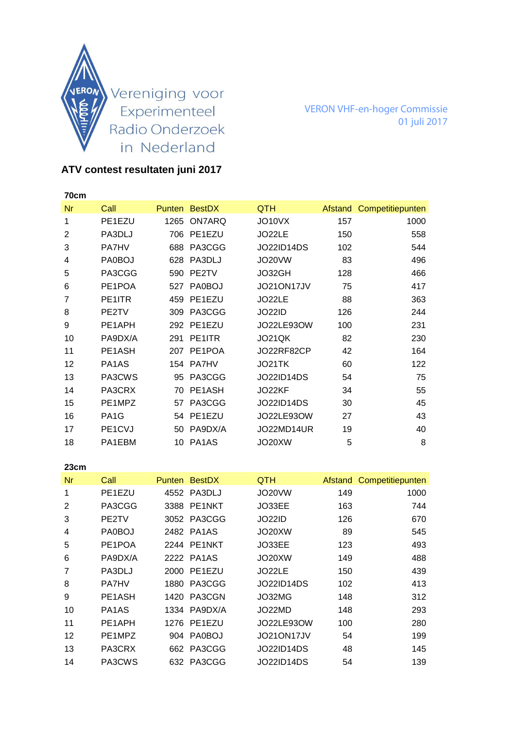Vereniging voor Experimenteel Radio Onderzoek in Nederland

VERON VHF-en-hoger Commissie
01 juli 2017

## ATV contest resultaten juni 2017

### 70cm

| Nr | Call | Punten | BestDX | QTH | Afstand | Competitiepunten |
|---|---|---|---|---|---|---|
| 1 | PE1EZU | 1265 | ON7ARQ | JO10VX | 157 | 1000 |
| 2 | PA3DLJ | 706 | PE1EZU | JO22LE | 150 | 558 |
| 3 | PA7HV | 688 | PA3CGG | JO22ID14DS | 102 | 544 |
| 4 | PA0BOJ | 628 | PA3DLJ | JO20VW | 83 | 496 |
| 5 | PA3CGG | 590 | PE2TV | JO32GH | 128 | 466 |
| 6 | PE1POA | 527 | PA0BOJ | JO21ON17JV | 75 | 417 |
| 7 | PE1ITR | 459 | PE1EZU | JO22LE | 88 | 363 |
| 8 | PE2TV | 309 | PA3CGG | JO22ID | 126 | 244 |
| 9 | PE1APH | 292 | PE1EZU | JO22LE93OW | 100 | 231 |
| 10 | PA9DX/A | 291 | PE1ITR | JO21QK | 82 | 230 |
| 11 | PE1ASH | 207 | PE1POA | JO22RF82CP | 42 | 164 |
| 12 | PA1AS | 154 | PA7HV | JO21TK | 60 | 122 |
| 13 | PA3CWS | 95 | PA3CGG | JO22ID14DS | 54 | 75 |
| 14 | PA3CRX | 70 | PE1ASH | JO22KF | 34 | 55 |
| 15 | PE1MPZ | 57 | PA3CGG | JO22ID14DS | 30 | 45 |
| 16 | PA1G | 54 | PE1EZU | JO22LE93OW | 27 | 43 |
| 17 | PE1CVJ | 50 | PA9DX/A | JO22MD14UR | 19 | 40 |
| 18 | PA1EBM | 10 | PA1AS | JO20XW | 5 | 8 |

### 23cm

| Nr | Call | Punten | BestDX | QTH | Afstand | Competitiepunten |
|---|---|---|---|---|---|---|
| 1 | PE1EZU | 4552 | PA3DLJ | JO20VW | 149 | 1000 |
| 2 | PA3CGG | 3388 | PE1NKT | JO33EE | 163 | 744 |
| 3 | PE2TV | 3052 | PA3CGG | JO22ID | 126 | 670 |
| 4 | PA0BOJ | 2482 | PA1AS | JO20XW | 89 | 545 |
| 5 | PE1POA | 2244 | PE1NKT | JO33EE | 123 | 493 |
| 6 | PA9DX/A | 2222 | PA1AS | JO20XW | 149 | 488 |
| 7 | PA3DLJ | 2000 | PE1EZU | JO22LE | 150 | 439 |
| 8 | PA7HV | 1880 | PA3CGG | JO22ID14DS | 102 | 413 |
| 9 | PE1ASH | 1420 | PA3CGN | JO32MG | 148 | 312 |
| 10 | PA1AS | 1334 | PA9DX/A | JO22MD | 148 | 293 |
| 11 | PE1APH | 1276 | PE1EZU | JO22LE93OW | 100 | 280 |
| 12 | PE1MPZ | 904 | PA0BOJ | JO21ON17JV | 54 | 199 |
| 13 | PA3CRX | 662 | PA3CGG | JO22ID14DS | 48 | 145 |
| 14 | PA3CWS | 632 | PA3CGG | JO22ID14DS | 54 | 139 |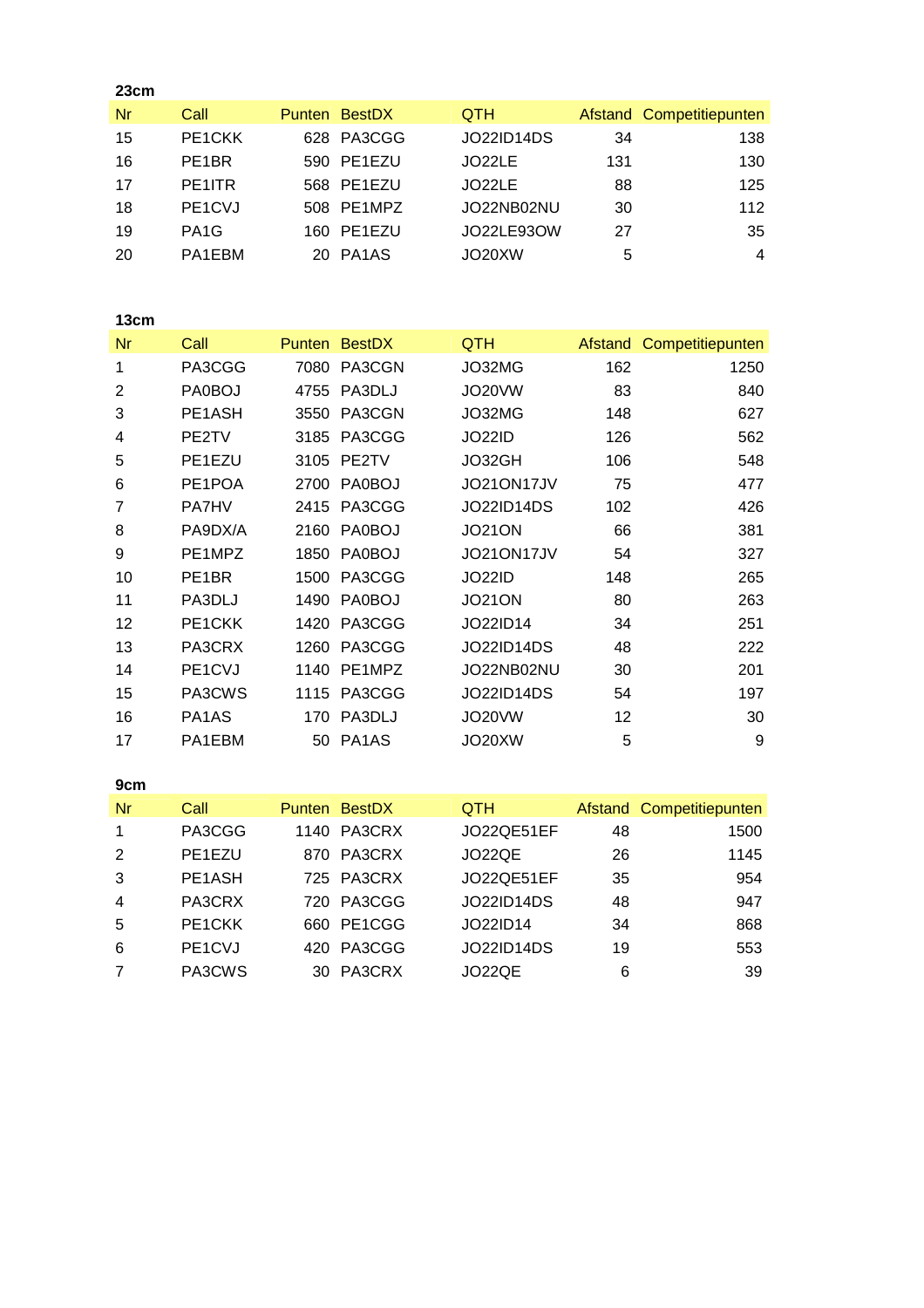**23cm**

| Nr | Call | Punten | BestDX | QTH | Afstand | Competitiepunten |
|---|---|---|---|---|---|---|
| 15 | PE1CKK | 628 | PA3CGG | JO22ID14DS | 34 | 138 |
| 16 | PE1BR | 590 | PE1EZU | JO22LE | 131 | 130 |
| 17 | PE1ITR | 568 | PE1EZU | JO22LE | 88 | 125 |
| 18 | PE1CVJ | 508 | PE1MPZ | JO22NB02NU | 30 | 112 |
| 19 | PA1G | 160 | PE1EZU | JO22LE93OW | 27 | 35 |
| 20 | PA1EBM | 20 | PA1AS | JO20XW | 5 | 4 |

**13cm**

| Nr | Call | Punten | BestDX | QTH | Afstand | Competitiepunten |
|---|---|---|---|---|---|---|
| 1 | PA3CGG | 7080 | PA3CGN | JO32MG | 162 | 1250 |
| 2 | PA0BOJ | 4755 | PA3DLJ | JO20VW | 83 | 840 |
| 3 | PE1ASH | 3550 | PA3CGN | JO32MG | 148 | 627 |
| 4 | PE2TV | 3185 | PA3CGG | JO22ID | 126 | 562 |
| 5 | PE1EZU | 3105 | PE2TV | JO32GH | 106 | 548 |
| 6 | PE1POA | 2700 | PA0BOJ | JO21ON17JV | 75 | 477 |
| 7 | PA7HV | 2415 | PA3CGG | JO22ID14DS | 102 | 426 |
| 8 | PA9DX/A | 2160 | PA0BOJ | JO21ON | 66 | 381 |
| 9 | PE1MPZ | 1850 | PA0BOJ | JO21ON17JV | 54 | 327 |
| 10 | PE1BR | 1500 | PA3CGG | JO22ID | 148 | 265 |
| 11 | PA3DLJ | 1490 | PA0BOJ | JO21ON | 80 | 263 |
| 12 | PE1CKK | 1420 | PA3CGG | JO22ID14 | 34 | 251 |
| 13 | PA3CRX | 1260 | PA3CGG | JO22ID14DS | 48 | 222 |
| 14 | PE1CVJ | 1140 | PE1MPZ | JO22NB02NU | 30 | 201 |
| 15 | PA3CWS | 1115 | PA3CGG | JO22ID14DS | 54 | 197 |
| 16 | PA1AS | 170 | PA3DLJ | JO20VW | 12 | 30 |
| 17 | PA1EBM | 50 | PA1AS | JO20XW | 5 | 9 |

**9cm**

| Nr | Call | Punten | BestDX | QTH | Afstand | Competitiepunten |
|---|---|---|---|---|---|---|
| 1 | PA3CGG | 1140 | PA3CRX | JO22QE51EF | 48 | 1500 |
| 2 | PE1EZU | 870 | PA3CRX | JO22QE | 26 | 1145 |
| 3 | PE1ASH | 725 | PA3CRX | JO22QE51EF | 35 | 954 |
| 4 | PA3CRX | 720 | PA3CGG | JO22ID14DS | 48 | 947 |
| 5 | PE1CKK | 660 | PE1CGG | JO22ID14 | 34 | 868 |
| 6 | PE1CVJ | 420 | PA3CGG | JO22ID14DS | 19 | 553 |
| 7 | PA3CWS | 30 | PA3CRX | JO22QE | 6 | 39 |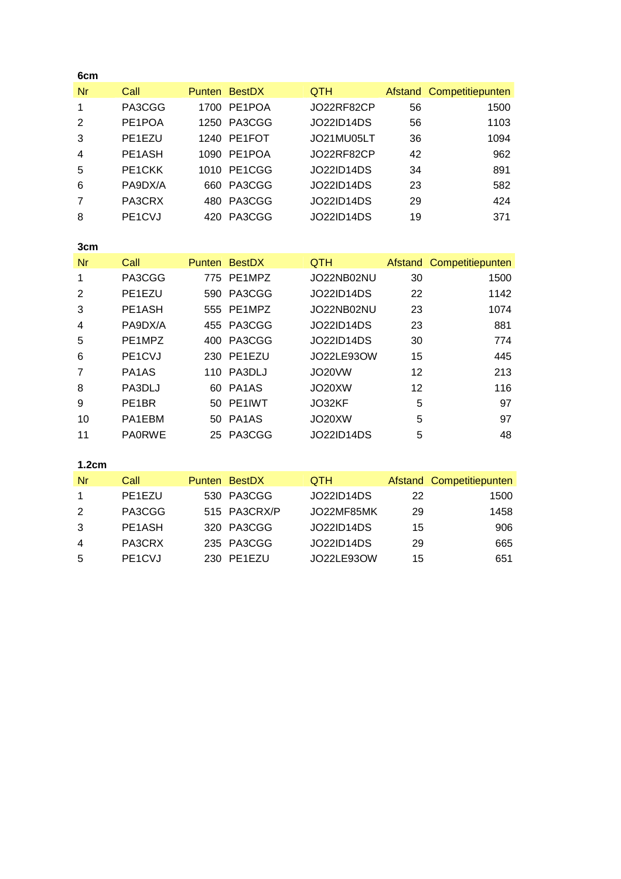**6cm**

| Nr | Call | Punten | BestDX | QTH | Afstand | Competitiepunten |
|---|---|---|---|---|---|---|
| 1 | PA3CGG | 1700 | PE1POA | JO22RF82CP | 56 | 1500 |
| 2 | PE1POA | 1250 | PA3CGG | JO22ID14DS | 56 | 1103 |
| 3 | PE1EZU | 1240 | PE1FOT | JO21MU05LT | 36 | 1094 |
| 4 | PE1ASH | 1090 | PE1POA | JO22RF82CP | 42 | 962 |
| 5 | PE1CKK | 1010 | PE1CGG | JO22ID14DS | 34 | 891 |
| 6 | PA9DX/A | 660 | PA3CGG | JO22ID14DS | 23 | 582 |
| 7 | PA3CRX | 480 | PA3CGG | JO22ID14DS | 29 | 424 |
| 8 | PE1CVJ | 420 | PA3CGG | JO22ID14DS | 19 | 371 |

**3cm**

| Nr | Call | Punten | BestDX | QTH | Afstand | Competitiepunten |
|---|---|---|---|---|---|---|
| 1 | PA3CGG | 775 | PE1MPZ | JO22NB02NU | 30 | 1500 |
| 2 | PE1EZU | 590 | PA3CGG | JO22ID14DS | 22 | 1142 |
| 3 | PE1ASH | 555 | PE1MPZ | JO22NB02NU | 23 | 1074 |
| 4 | PA9DX/A | 455 | PA3CGG | JO22ID14DS | 23 | 881 |
| 5 | PE1MPZ | 400 | PA3CGG | JO22ID14DS | 30 | 774 |
| 6 | PE1CVJ | 230 | PE1EZU | JO22LE93OW | 15 | 445 |
| 7 | PA1AS | 110 | PA3DLJ | JO20VW | 12 | 213 |
| 8 | PA3DLJ | 60 | PA1AS | JO20XW | 12 | 116 |
| 9 | PE1BR | 50 | PE1IWT | JO32KF | 5 | 97 |
| 10 | PA1EBM | 50 | PA1AS | JO20XW | 5 | 97 |
| 11 | PA0RWE | 25 | PA3CGG | JO22ID14DS | 5 | 48 |

**1.2cm**

| Nr | Call | Punten | BestDX | QTH | Afstand | Competitiepunten |
|---|---|---|---|---|---|---|
| 1 | PE1EZU | 530 | PA3CGG | JO22ID14DS | 22 | 1500 |
| 2 | PA3CGG | 515 | PA3CRX/P | JO22MF85MK | 29 | 1458 |
| 3 | PE1ASH | 320 | PA3CGG | JO22ID14DS | 15 | 906 |
| 4 | PA3CRX | 235 | PA3CGG | JO22ID14DS | 29 | 665 |
| 5 | PE1CVJ | 230 | PE1EZU | JO22LE93OW | 15 | 651 |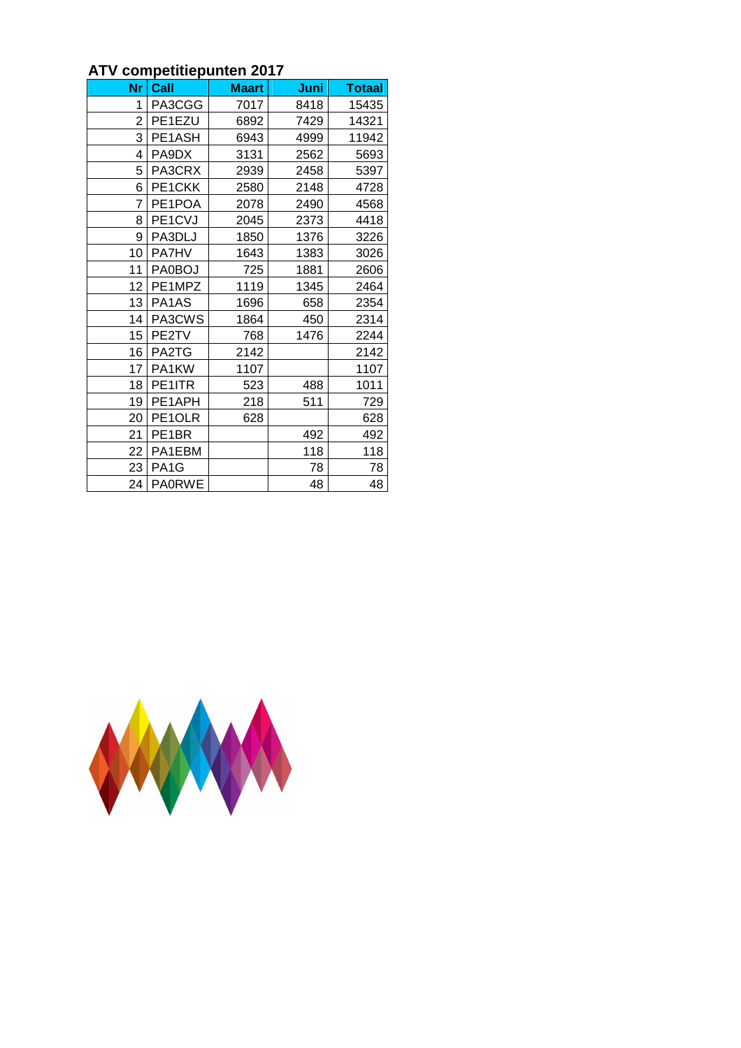## ATV competitiepunten 2017

| Nr | Call | Maart | Juni | Totaal |
|---|---|---|---|---|
| 1 | PA3CGG | 7017 | 8418 | 15435 |
| 2 | PE1EZU | 6892 | 7429 | 14321 |
| 3 | PE1ASH | 6943 | 4999 | 11942 |
| 4 | PA9DX | 3131 | 2562 | 5693 |
| 5 | PA3CRX | 2939 | 2458 | 5397 |
| 6 | PE1CKK | 2580 | 2148 | 4728 |
| 7 | PE1POA | 2078 | 2490 | 4568 |
| 8 | PE1CVJ | 2045 | 2373 | 4418 |
| 9 | PA3DLJ | 1850 | 1376 | 3226 |
| 10 | PA7HV | 1643 | 1383 | 3026 |
| 11 | PA0BOJ | 725 | 1881 | 2606 |
| 12 | PE1MPZ | 1119 | 1345 | 2464 |
| 13 | PA1AS | 1696 | 658 | 2354 |
| 14 | PA3CWS | 1864 | 450 | 2314 |
| 15 | PE2TV | 768 | 1476 | 2244 |
| 16 | PA2TG | 2142 | | 2142 |
| 17 | PA1KW | 1107 | | 1107 |
| 18 | PE1ITR | 523 | 488 | 1011 |
| 19 | PE1APH | 218 | 511 | 729 |
| 20 | PE1OLR | 628 | | 628 |
| 21 | PE1BR | | 492 | 492 |
| 22 | PA1EBM | | 118 | 118 |
| 23 | PA1G | | 78 | 78 |
| 24 | PA0RWE | | 48 | 48 |